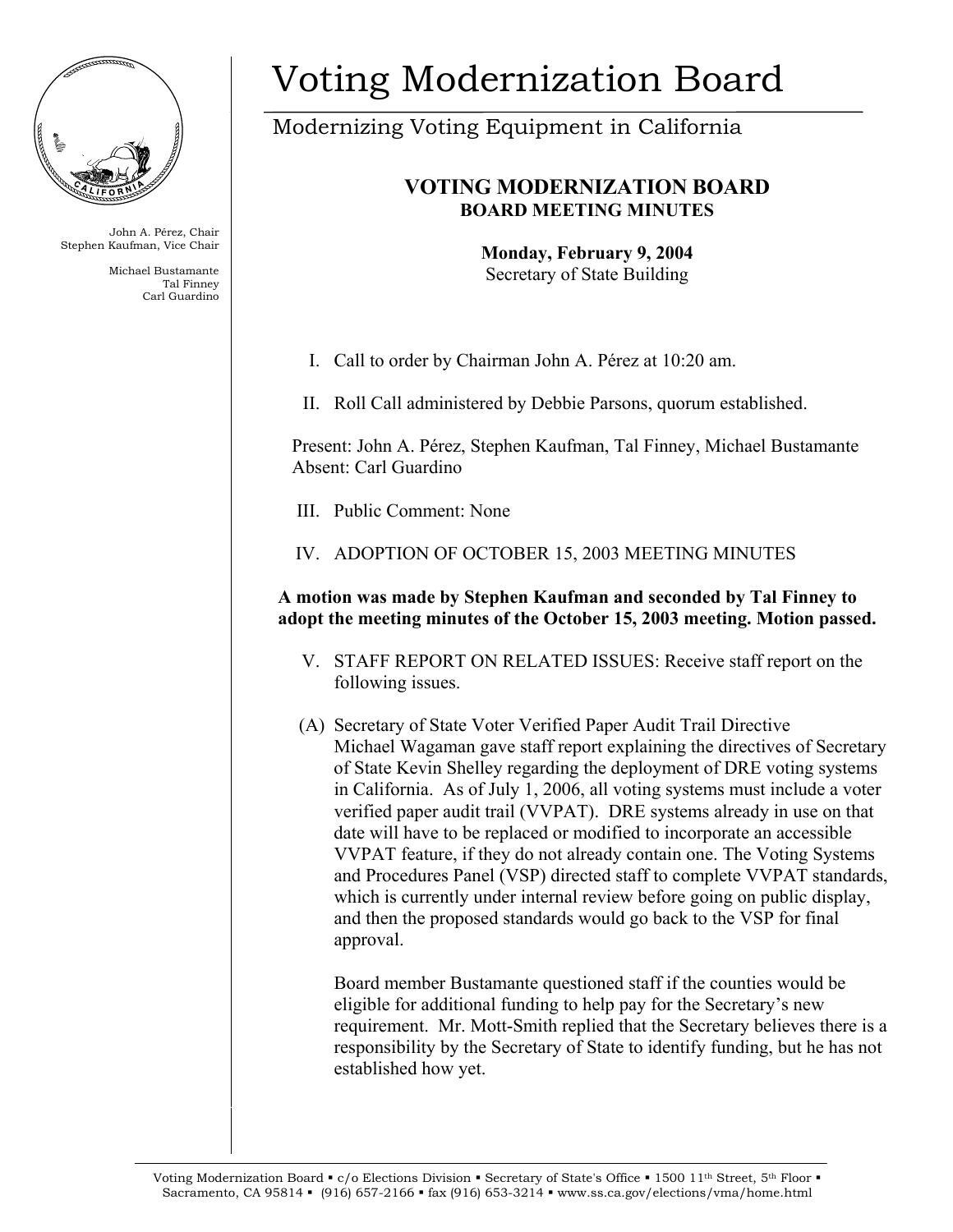# Voting Modernization Board

Modernizing Voting Equipment in California

John A. Pérez, Chair
Stephen Kaufman, Vice Chair

Michael Bustamante
Tal Finney
Carl Guardino

## VOTING MODERNIZATION BOARD
### BOARD MEETING MINUTES

**Monday, February 9, 2004**
Secretary of State Building

I. Call to order by Chairman John A. Pérez at 10:20 am.

II. Roll Call administered by Debbie Parsons, quorum established.

Present: John A. Pérez, Stephen Kaufman, Tal Finney, Michael Bustamante
Absent: Carl Guardino

III. Public Comment: None

IV. ADOPTION OF OCTOBER 15, 2003 MEETING MINUTES

**A motion was made by Stephen Kaufman and seconded by Tal Finney to adopt the meeting minutes of the October 15, 2003 meeting. Motion passed.**

V. STAFF REPORT ON RELATED ISSUES: Receive staff report on the following issues.

(A) Secretary of State Voter Verified Paper Audit Trail Directive
Michael Wagaman gave staff report explaining the directives of Secretary of State Kevin Shelley regarding the deployment of DRE voting systems in California. As of July 1, 2006, all voting systems must include a voter verified paper audit trail (VVPAT). DRE systems already in use on that date will have to be replaced or modified to incorporate an accessible VVPAT feature, if they do not already contain one. The Voting Systems and Procedures Panel (VSP) directed staff to complete VVPAT standards, which is currently under internal review before going on public display, and then the proposed standards would go back to the VSP for final approval.

Board member Bustamante questioned staff if the counties would be eligible for additional funding to help pay for the Secretary's new requirement. Mr. Mott-Smith replied that the Secretary believes there is a responsibility by the Secretary of State to identify funding, but he has not established how yet.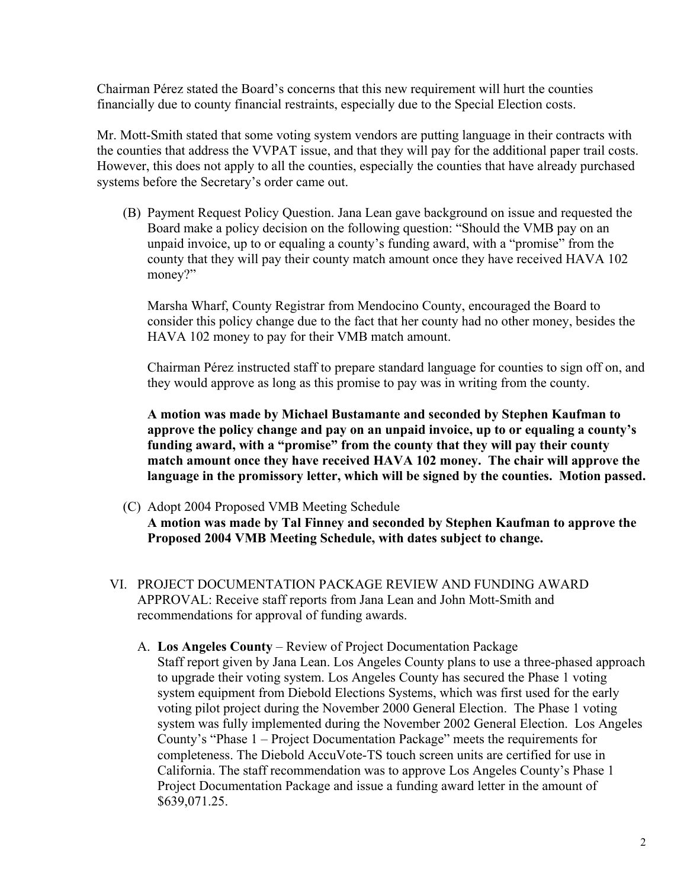Chairman Pérez stated the Board's concerns that this new requirement will hurt the counties financially due to county financial restraints, especially due to the Special Election costs.

Mr. Mott-Smith stated that some voting system vendors are putting language in their contracts with the counties that address the VVPAT issue, and that they will pay for the additional paper trail costs. However, this does not apply to all the counties, especially the counties that have already purchased systems before the Secretary's order came out.

(B) Payment Request Policy Question. Jana Lean gave background on issue and requested the Board make a policy decision on the following question: "Should the VMB pay on an unpaid invoice, up to or equaling a county's funding award, with a "promise" from the county that they will pay their county match amount once they have received HAVA 102 money?"

Marsha Wharf, County Registrar from Mendocino County, encouraged the Board to consider this policy change due to the fact that her county had no other money, besides the HAVA 102 money to pay for their VMB match amount.

Chairman Pérez instructed staff to prepare standard language for counties to sign off on, and they would approve as long as this promise to pay was in writing from the county.

**A motion was made by Michael Bustamante and seconded by Stephen Kaufman to approve the policy change and pay on an unpaid invoice, up to or equaling a county's funding award, with a "promise" from the county that they will pay their county match amount once they have received HAVA 102 money. The chair will approve the language in the promissory letter, which will be signed by the counties. Motion passed.**

(C) Adopt 2004 Proposed VMB Meeting Schedule
**A motion was made by Tal Finney and seconded by Stephen Kaufman to approve the Proposed 2004 VMB Meeting Schedule, with dates subject to change.**

VI. PROJECT DOCUMENTATION PACKAGE REVIEW AND FUNDING AWARD APPROVAL: Receive staff reports from Jana Lean and John Mott-Smith and recommendations for approval of funding awards.

A. **Los Angeles County** – Review of Project Documentation Package
Staff report given by Jana Lean. Los Angeles County plans to use a three-phased approach to upgrade their voting system. Los Angeles County has secured the Phase 1 voting system equipment from Diebold Elections Systems, which was first used for the early voting pilot project during the November 2000 General Election. The Phase 1 voting system was fully implemented during the November 2002 General Election. Los Angeles County's "Phase 1 – Project Documentation Package" meets the requirements for completeness. The Diebold AccuVote-TS touch screen units are certified for use in California. The staff recommendation was to approve Los Angeles County's Phase 1 Project Documentation Package and issue a funding award letter in the amount of $639,071.25.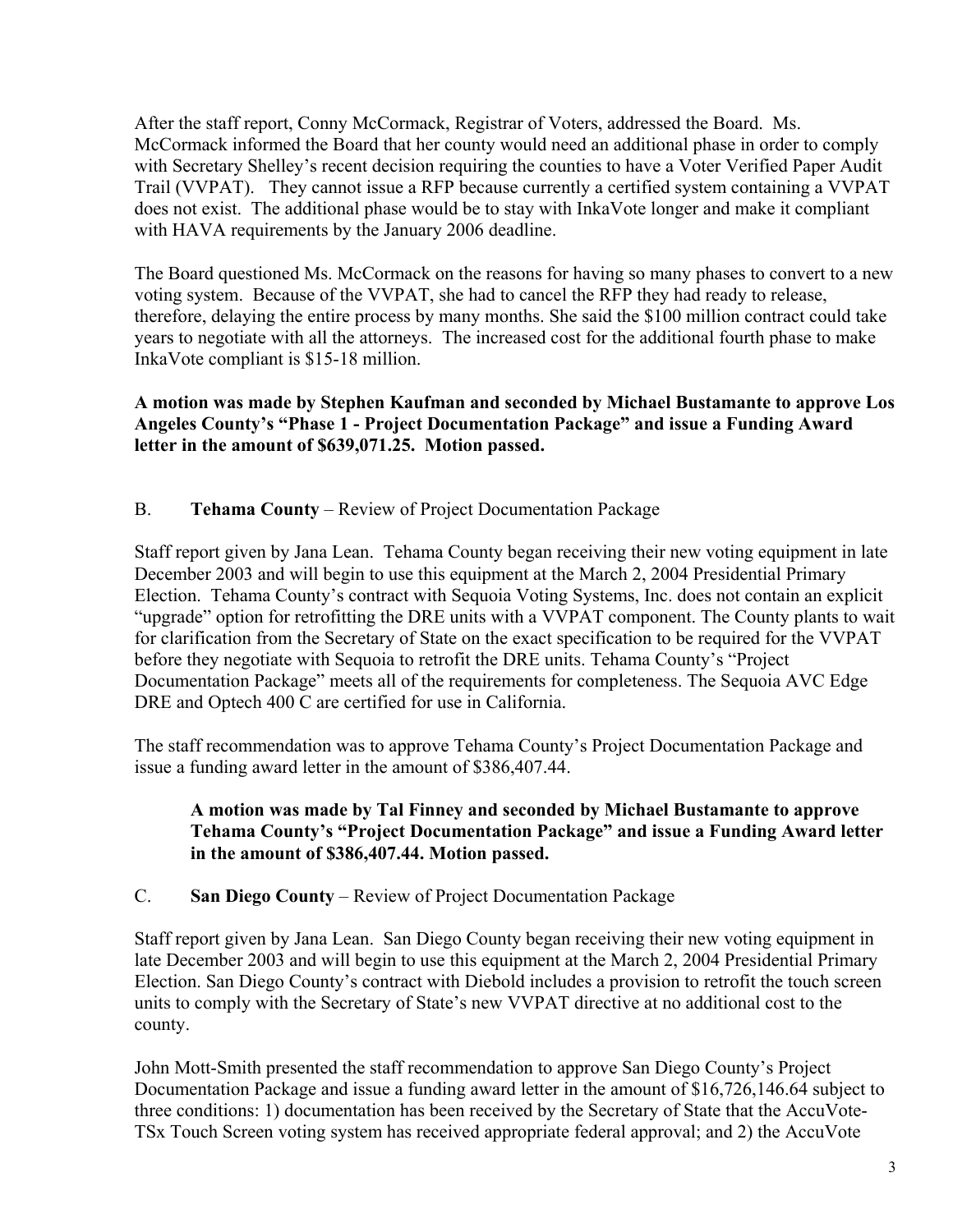After the staff report, Conny McCormack, Registrar of Voters, addressed the Board. Ms. McCormack informed the Board that her county would need an additional phase in order to comply with Secretary Shelley's recent decision requiring the counties to have a Voter Verified Paper Audit Trail (VVPAT). They cannot issue a RFP because currently a certified system containing a VVPAT does not exist. The additional phase would be to stay with InkaVote longer and make it compliant with HAVA requirements by the January 2006 deadline.

The Board questioned Ms. McCormack on the reasons for having so many phases to convert to a new voting system. Because of the VVPAT, she had to cancel the RFP they had ready to release, therefore, delaying the entire process by many months. She said the $100 million contract could take years to negotiate with all the attorneys. The increased cost for the additional fourth phase to make InkaVote compliant is $15-18 million.

**A motion was made by Stephen Kaufman and seconded by Michael Bustamante to approve Los Angeles County's "Phase 1 - Project Documentation Package" and issue a Funding Award letter in the amount of $639,071.25. Motion passed.**

B. **Tehama County** – Review of Project Documentation Package

Staff report given by Jana Lean. Tehama County began receiving their new voting equipment in late December 2003 and will begin to use this equipment at the March 2, 2004 Presidential Primary Election. Tehama County's contract with Sequoia Voting Systems, Inc. does not contain an explicit "upgrade" option for retrofitting the DRE units with a VVPAT component. The County plants to wait for clarification from the Secretary of State on the exact specification to be required for the VVPAT before they negotiate with Sequoia to retrofit the DRE units. Tehama County's "Project Documentation Package" meets all of the requirements for completeness. The Sequoia AVC Edge DRE and Optech 400 C are certified for use in California.

The staff recommendation was to approve Tehama County's Project Documentation Package and issue a funding award letter in the amount of $386,407.44.

**A motion was made by Tal Finney and seconded by Michael Bustamante to approve Tehama County's "Project Documentation Package" and issue a Funding Award letter in the amount of $386,407.44. Motion passed.**

C. **San Diego County** – Review of Project Documentation Package

Staff report given by Jana Lean. San Diego County began receiving their new voting equipment in late December 2003 and will begin to use this equipment at the March 2, 2004 Presidential Primary Election. San Diego County's contract with Diebold includes a provision to retrofit the touch screen units to comply with the Secretary of State's new VVPAT directive at no additional cost to the county.

John Mott-Smith presented the staff recommendation to approve San Diego County's Project Documentation Package and issue a funding award letter in the amount of $16,726,146.64 subject to three conditions: 1) documentation has been received by the Secretary of State that the AccuVote-TSx Touch Screen voting system has received appropriate federal approval; and 2) the AccuVote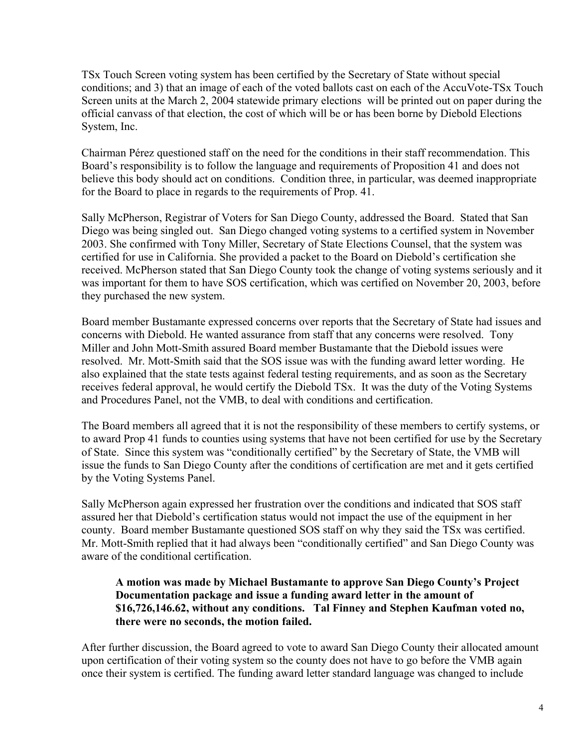TSx Touch Screen voting system has been certified by the Secretary of State without special conditions; and 3) that an image of each of the voted ballots cast on each of the AccuVote-TSx Touch Screen units at the March 2, 2004 statewide primary elections will be printed out on paper during the official canvass of that election, the cost of which will be or has been borne by Diebold Elections System, Inc.

Chairman Pérez questioned staff on the need for the conditions in their staff recommendation. This Board's responsibility is to follow the language and requirements of Proposition 41 and does not believe this body should act on conditions. Condition three, in particular, was deemed inappropriate for the Board to place in regards to the requirements of Prop. 41.

Sally McPherson, Registrar of Voters for San Diego County, addressed the Board. Stated that San Diego was being singled out. San Diego changed voting systems to a certified system in November 2003. She confirmed with Tony Miller, Secretary of State Elections Counsel, that the system was certified for use in California. She provided a packet to the Board on Diebold's certification she received. McPherson stated that San Diego County took the change of voting systems seriously and it was important for them to have SOS certification, which was certified on November 20, 2003, before they purchased the new system.

Board member Bustamante expressed concerns over reports that the Secretary of State had issues and concerns with Diebold. He wanted assurance from staff that any concerns were resolved. Tony Miller and John Mott-Smith assured Board member Bustamante that the Diebold issues were resolved. Mr. Mott-Smith said that the SOS issue was with the funding award letter wording. He also explained that the state tests against federal testing requirements, and as soon as the Secretary receives federal approval, he would certify the Diebold TSx. It was the duty of the Voting Systems and Procedures Panel, not the VMB, to deal with conditions and certification.

The Board members all agreed that it is not the responsibility of these members to certify systems, or to award Prop 41 funds to counties using systems that have not been certified for use by the Secretary of State. Since this system was "conditionally certified" by the Secretary of State, the VMB will issue the funds to San Diego County after the conditions of certification are met and it gets certified by the Voting Systems Panel.

Sally McPherson again expressed her frustration over the conditions and indicated that SOS staff assured her that Diebold's certification status would not impact the use of the equipment in her county. Board member Bustamante questioned SOS staff on why they said the TSx was certified. Mr. Mott-Smith replied that it had always been "conditionally certified" and San Diego County was aware of the conditional certification.

> **A motion was made by Michael Bustamante to approve San Diego County's Project Documentation package and issue a funding award letter in the amount of $16,726,146.62, without any conditions. Tal Finney and Stephen Kaufman voted no, there were no seconds, the motion failed.**

After further discussion, the Board agreed to vote to award San Diego County their allocated amount upon certification of their voting system so the county does not have to go before the VMB again once their system is certified. The funding award letter standard language was changed to include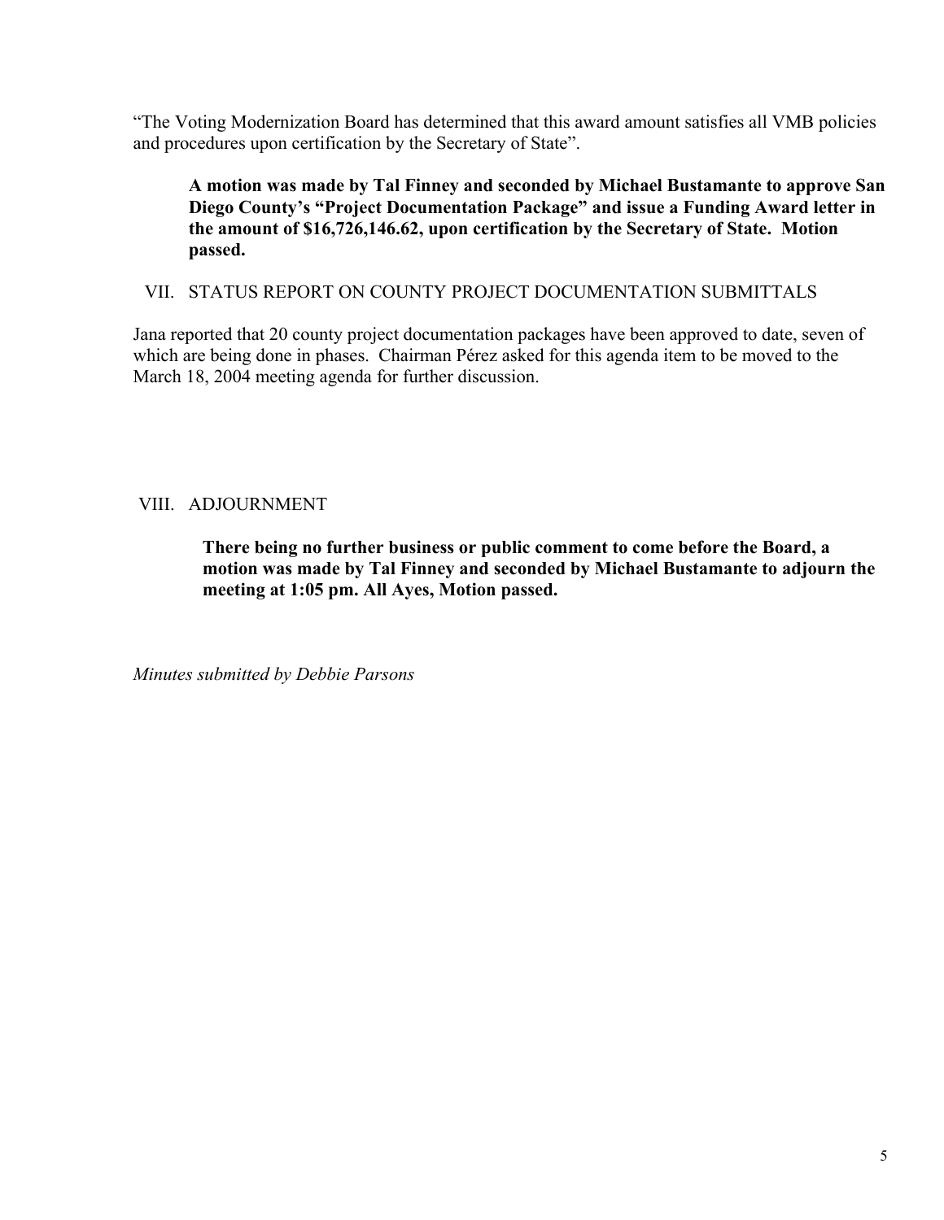"The Voting Modernization Board has determined that this award amount satisfies all VMB policies and procedures upon certification by the Secretary of State".

**A motion was made by Tal Finney and seconded by Michael Bustamante to approve San Diego County's "Project Documentation Package" and issue a Funding Award letter in the amount of $16,726,146.62, upon certification by the Secretary of State. Motion passed.**

VII. STATUS REPORT ON COUNTY PROJECT DOCUMENTATION SUBMITTALS

Jana reported that 20 county project documentation packages have been approved to date, seven of which are being done in phases. Chairman Pérez asked for this agenda item to be moved to the March 18, 2004 meeting agenda for further discussion.

VIII. ADJOURNMENT

**There being no further business or public comment to come before the Board, a motion was made by Tal Finney and seconded by Michael Bustamante to adjourn the meeting at 1:05 pm. All Ayes, Motion passed.**

*Minutes submitted by Debbie Parsons*